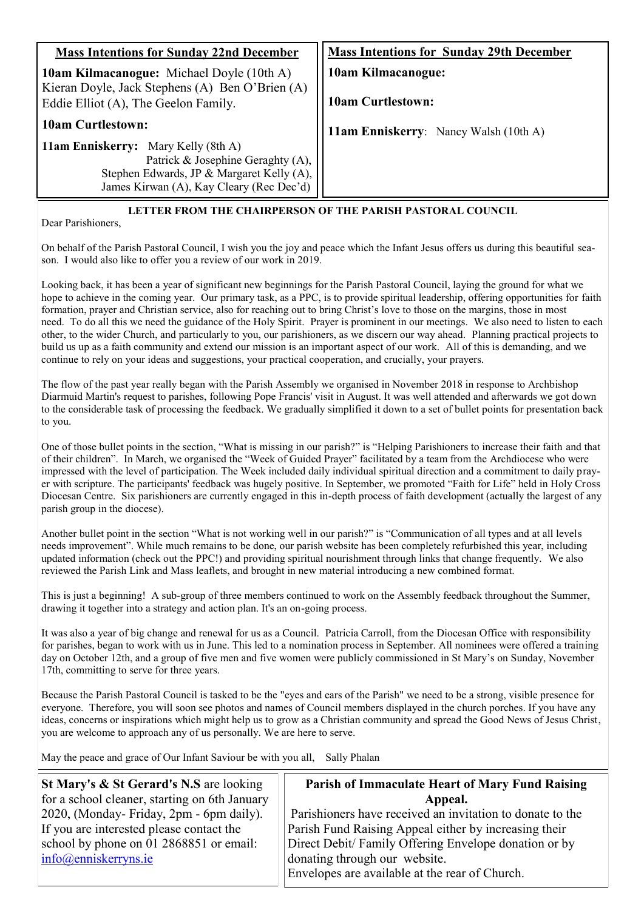## Mass Intentions for Sunday 22nd December

**10am Kilmacanogue:** Michael Doyle (10th A) Kieran Doyle, Jack Stephens (A) Ben O'Brien (A) Eddie Elliot (A), The Geelon Family.

**10am Curtlestown:**

**11am Enniskerry:** Mary Kelly (8th A) Patrick & Josephine Geraghty (A), Stephen Edwards, JP & Margaret Kelly (A), James Kirwan (A), Kay Cleary (Rec Dec'd)

## Mass Intentions for Sunday 29th December

**10am Kilmacanogue:**

**10am Curtlestown:**

**11am Enniskerry**: Nancy Walsh (10th A)

### LETTER FROM THE CHAIRPERSON OF THE PARISH PASTORAL COUNCIL

Dear Parishioners,

On behalf of the Parish Pastoral Council, I wish you the joy and peace which the Infant Jesus offers us during this beautiful season. I would also like to offer you a review of our work in 2019.

Looking back, it has been a year of significant new beginnings for the Parish Pastoral Council, laying the ground for what we hope to achieve in the coming year. Our primary task, as a PPC, is to provide spiritual leadership, offering opportunities for faith formation, prayer and Christian service, also for reaching out to bring Christ's love to those on the margins, those in most need. To do all this we need the guidance of the Holy Spirit. Prayer is prominent in our meetings. We also need to listen to each other, to the wider Church, and particularly to you, our parishioners, as we discern our way ahead. Planning practical projects to build us up as a faith community and extend our mission is an important aspect of our work. All of this is demanding, and we continue to rely on your ideas and suggestions, your practical cooperation, and crucially, your prayers.

The flow of the past year really began with the Parish Assembly we organised in November 2018 in response to Archbishop Diarmuid Martin's request to parishes, following Pope Francis' visit in August. It was well attended and afterwards we got down to the considerable task of processing the feedback. We gradually simplified it down to a set of bullet points for presentation back to you.

One of those bullet points in the section, "What is missing in our parish?" is "Helping Parishioners to increase their faith and that of their children". In March, we organised the "Week of Guided Prayer" facilitated by a team from the Archdiocese who were impressed with the level of participation. The Week included daily individual spiritual direction and a commitment to daily prayer with scripture. The participants' feedback was hugely positive. In September, we promoted "Faith for Life" held in Holy Cross Diocesan Centre. Six parishioners are currently engaged in this in-depth process of faith development (actually the largest of any parish group in the diocese).

Another bullet point in the section "What is not working well in our parish?" is "Communication of all types and at all levels needs improvement". While much remains to be done, our parish website has been completely refurbished this year, including updated information (check out the PPC!) and providing spiritual nourishment through links that change frequently. We also reviewed the Parish Link and Mass leaflets, and brought in new material introducing a new combined format.

This is just a beginning! A sub-group of three members continued to work on the Assembly feedback throughout the Summer, drawing it together into a strategy and action plan. It's an on-going process.

It was also a year of big change and renewal for us as a Council. Patricia Carroll, from the Diocesan Office with responsibility for parishes, began to work with us in June. This led to a nomination process in September. All nominees were offered a training day on October 12th, and a group of five men and five women were publicly commissioned in St Mary's on Sunday, November 17th, committing to serve for three years.

Because the Parish Pastoral Council is tasked to be the "eyes and ears of the Parish" we need to be a strong, visible presence for everyone. Therefore, you will soon see photos and names of Council members displayed in the church porches. If you have any ideas, concerns or inspirations which might help us to grow as a Christian community and spread the Good News of Jesus Christ, you are welcome to approach any of us personally. We are here to serve.

May the peace and grace of Our Infant Saviour be with you all, Sally Phalan

**St Mary's & St Gerard's N.S** are looking for a school cleaner, starting on 6th January 2020, (Monday- Friday, 2pm - 6pm daily). If you are interested please contact the school by phone on 01 2868851 or email: info@enniskerryns.ie

### Parish of Immaculate Heart of Mary Fund Raising Appeal.

Parishioners have received an invitation to donate to the Parish Fund Raising Appeal either by increasing their Direct Debit/ Family Offering Envelope donation or by donating through our website.
Envelopes are available at the rear of Church.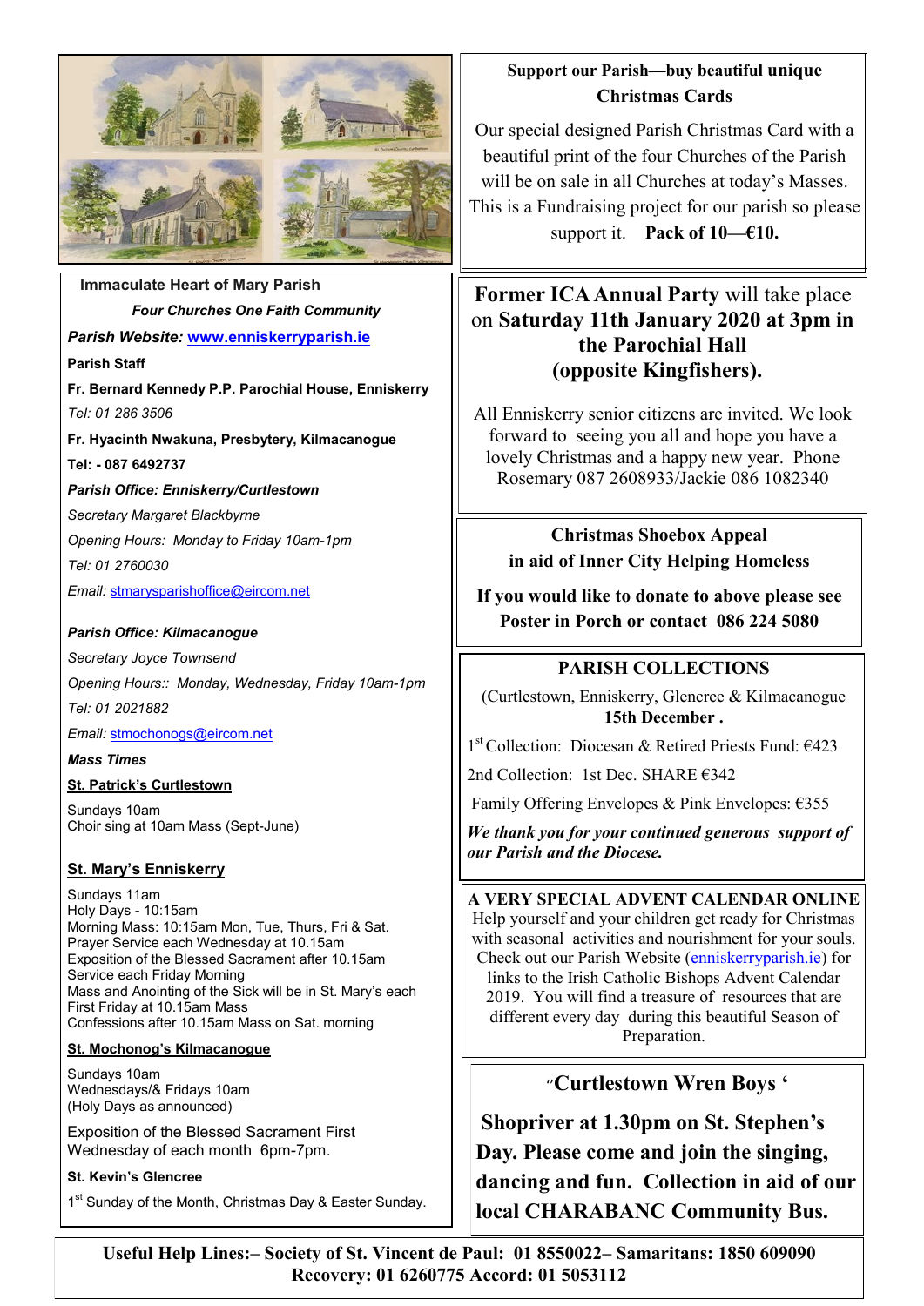**Immaculate Heart of Mary Parish**

***Four Churches One Faith Community***

***Parish Website: www.enniskerryparish.ie***

**Parish Staff**

**Fr. Bernard Kennedy P.P. Parochial House, Enniskerry**

*Tel: 01 286 3506*

**Fr. Hyacinth Nwakuna, Presbytery, Kilmacanogue**

**Tel: - 087 6492737**

***Parish Office: Enniskerry/Curtlestown***

*Secretary Margaret Blackbyrne*

*Opening Hours: Monday to Friday 10am-1pm*

*Tel: 01 2760030*

*Email: stmarysparishoffice@eircom.net*

***Parish Office: Kilmacanogue***

*Secretary Joyce Townsend*

*Opening Hours:: Monday, Wednesday, Friday 10am-1pm*

*Tel: 01 2021882*

*Email: stmochonogs@eircom.net*

***Mass Times***

**St. Patrick's Curtlestown**

Sundays 10am
Choir sing at 10am Mass (Sept-June)

**St. Mary's Enniskerry**

Sundays 11am
Holy Days - 10:15am
Morning Mass: 10:15am Mon, Tue, Thurs, Fri & Sat.
Prayer Service each Wednesday at 10.15am
Exposition of the Blessed Sacrament after 10.15am Service each Friday Morning
Mass and Anointing of the Sick will be in St. Mary's each First Friday at 10.15am Mass
Confessions after 10.15am Mass on Sat. morning

**St. Mochonog's Kilmacanogue**

Sundays 10am
Wednesdays/& Fridays 10am
(Holy Days as announced)

Exposition of the Blessed Sacrament First Wednesday of each month 6pm-7pm.

**St. Kevin's Glencree**

1st Sunday of the Month, Christmas Day & Easter Sunday.

**Support our Parish—buy beautiful unique Christmas Cards**

Our special designed Parish Christmas Card with a beautiful print of the four Churches of the Parish will be on sale in all Churches at today's Masses. This is a Fundraising project for our parish so please support it. **Pack of 10—€10.**

**Former ICA Annual Party** will take place on **Saturday 11th January 2020 at 3pm in the Parochial Hall (opposite Kingfishers).**

All Enniskerry senior citizens are invited. We look forward to seeing you all and hope you have a lovely Christmas and a happy new year. Phone Rosemary 087 2608933/Jackie 086 1082340

**Christmas Shoebox Appeal in aid of Inner City Helping Homeless**

**If you would like to donate to above please see Poster in Porch or contact 086 224 5080**

**PARISH COLLECTIONS**

(Curtlestown, Enniskerry, Glencree & Kilmacanogue **15th December .**

1st Collection: Diocesan & Retired Priests Fund: €423

2nd Collection: 1st Dec. SHARE €342

Family Offering Envelopes & Pink Envelopes: €355

***We thank you for your continued generous support of our Parish and the Diocese.***

**A VERY SPECIAL ADVENT CALENDAR ONLINE**

Help yourself and your children get ready for Christmas with seasonal activities and nourishment for your souls. Check out our Parish Website (enniskerryparish.ie) for links to the Irish Catholic Bishops Advent Calendar 2019. You will find a treasure of resources that are different every day during this beautiful Season of Preparation.

**"Curtlestown Wren Boys '**

**Shopriver at 1.30pm on St. Stephen's Day. Please come and join the singing, dancing and fun. Collection in aid of our local CHARABANC Community Bus.**

**Useful Help Lines:– Society of St. Vincent de Paul: 01 8550022– Samaritans: 1850 609090 Recovery: 01 6260775 Accord: 01 5053112**